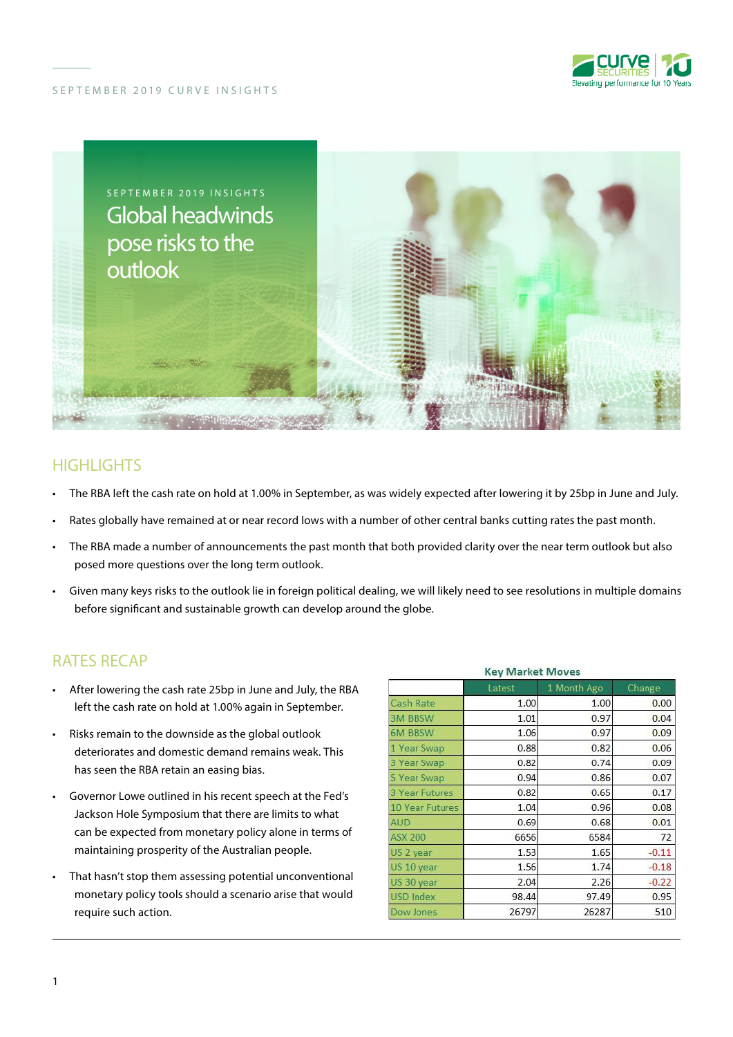SEPTEMBER 2019 CURVE INSIGHTS

SEPTEMBER 2019 INSIGHTS

# Global headwinds pose risks to the outlook

## HIGHLIGHTS

- The RBA left the cash rate on hold at 1.00% in September, as was widely expected after lowering it by 25bp in June and July.
- Rates globally have remained at or near record lows with a number of other central banks cutting rates the past month.
- The RBA made a number of announcements the past month that both provided clarity over the near term outlook but also posed more questions over the long term outlook.
- Given many keys risks to the outlook lie in foreign political dealing, we will likely need to see resolutions in multiple domains before significant and sustainable growth can develop around the globe.

## RATES RECAP

- After lowering the cash rate 25bp in June and July, the RBA left the cash rate on hold at 1.00% again in September.
- Risks remain to the downside as the global outlook deteriorates and domestic demand remains weak. This has seen the RBA retain an easing bias.
- Governor Lowe outlined in his recent speech at the Fed's Jackson Hole Symposium that there are limits to what can be expected from monetary policy alone in terms of maintaining prosperity of the Australian people.
- That hasn't stop them assessing potential unconventional monetary policy tools should a scenario arise that would require such action.

**Key Market Moves**

| | Latest | 1 Month Ago | Change |
|---|---|---|---|
| Cash Rate | 1.00 | 1.00 | 0.00 |
| 3M BBSW | 1.01 | 0.97 | 0.04 |
| 6M BBSW | 1.06 | 0.97 | 0.09 |
| 1 Year Swap | 0.88 | 0.82 | 0.06 |
| 3 Year Swap | 0.82 | 0.74 | 0.09 |
| 5 Year Swap | 0.94 | 0.86 | 0.07 |
| 3 Year Futures | 0.82 | 0.65 | 0.17 |
| 10 Year Futures | 1.04 | 0.96 | 0.08 |
| AUD | 0.69 | 0.68 | 0.01 |
| ASX 200 | 6656 | 6584 | 72 |
| US 2 year | 1.53 | 1.65 | -0.11 |
| US 10 year | 1.56 | 1.74 | -0.18 |
| US 30 year | 2.04 | 2.26 | -0.22 |
| USD Index | 98.44 | 97.49 | 0.95 |
| Dow Jones | 26797 | 26287 | 510 |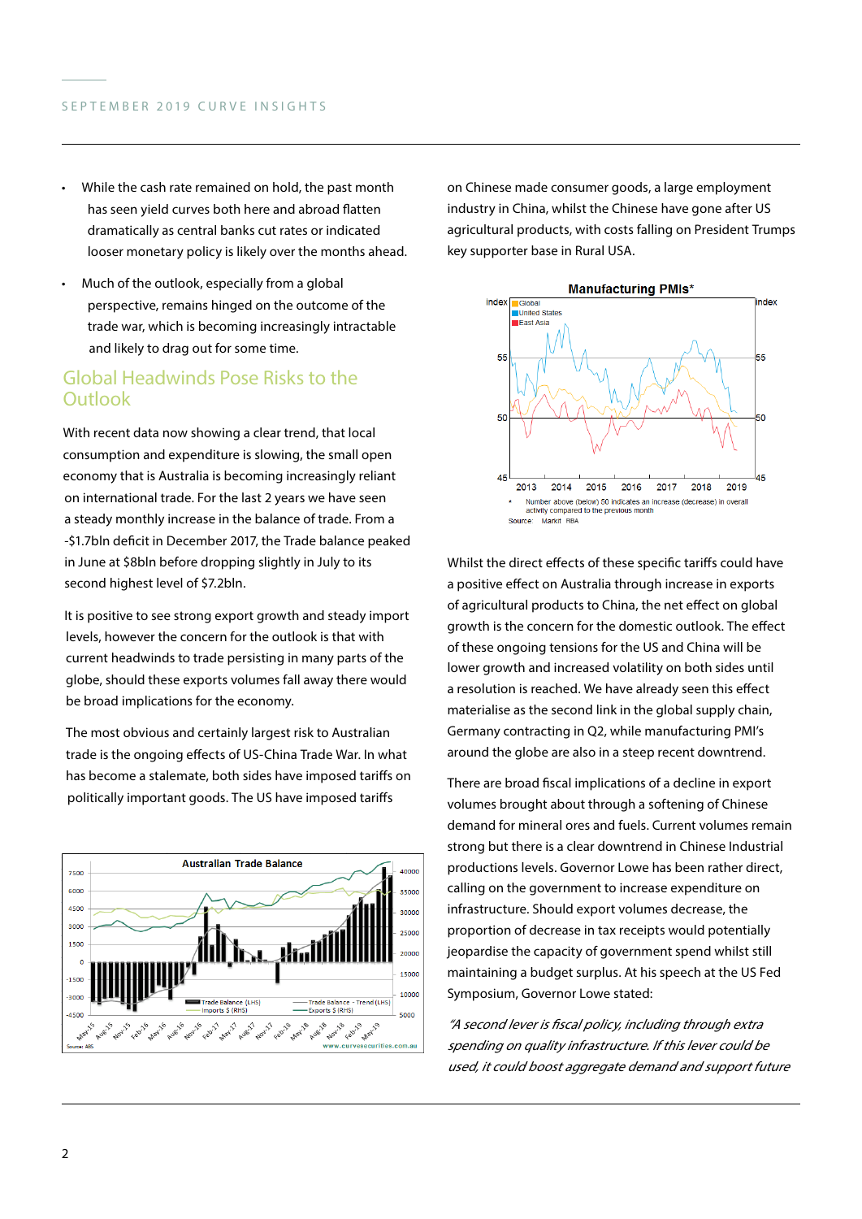- While the cash rate remained on hold, the past month has seen yield curves both here and abroad flatten dramatically as central banks cut rates or indicated looser monetary policy is likely over the months ahead.
- Much of the outlook, especially from a global perspective, remains hinged on the outcome of the trade war, which is becoming increasingly intractable and likely to drag out for some time.

## Global Headwinds Pose Risks to the Outlook

With recent data now showing a clear trend, that local consumption and expenditure is slowing, the small open economy that is Australia is becoming increasingly reliant on international trade. For the last 2 years we have seen a steady monthly increase in the balance of trade. From a -$1.7bln deficit in December 2017, the Trade balance peaked in June at $8bln before dropping slightly in July to its second highest level of $7.2bln.

It is positive to see strong export growth and steady import levels, however the concern for the outlook is that with current headwinds to trade persisting in many parts of the globe, should these exports volumes fall away there would be broad implications for the economy.

The most obvious and certainly largest risk to Australian trade is the ongoing effects of US-China Trade War. In what has become a stalemate, both sides have imposed tariffs on politically important goods. The US have imposed tariffs on Chinese made consumer goods, a large employment industry in China, whilst the Chinese have gone after US agricultural products, with costs falling on President Trumps key supporter base in Rural USA.

Whilst the direct effects of these specific tariffs could have a positive effect on Australia through increase in exports of agricultural products to China, the net effect on global growth is the concern for the domestic outlook. The effect of these ongoing tensions for the US and China will be lower growth and increased volatility on both sides until a resolution is reached. We have already seen this effect materialise as the second link in the global supply chain, Germany contracting in Q2, while manufacturing PMI's around the globe are also in a steep recent downtrend.

There are broad fiscal implications of a decline in export volumes brought about through a softening of Chinese demand for mineral ores and fuels. Current volumes remain strong but there is a clear downtrend in Chinese Industrial productions levels. Governor Lowe has been rather direct, calling on the government to increase expenditure on infrastructure. Should export volumes decrease, the proportion of decrease in tax receipts would potentially jeopardise the capacity of government spend whilst still maintaining a budget surplus. At his speech at the US Fed Symposium, Governor Lowe stated:

*"A second lever is fiscal policy, including through extra spending on quality infrastructure. If this lever could be used, it could boost aggregate demand and support future*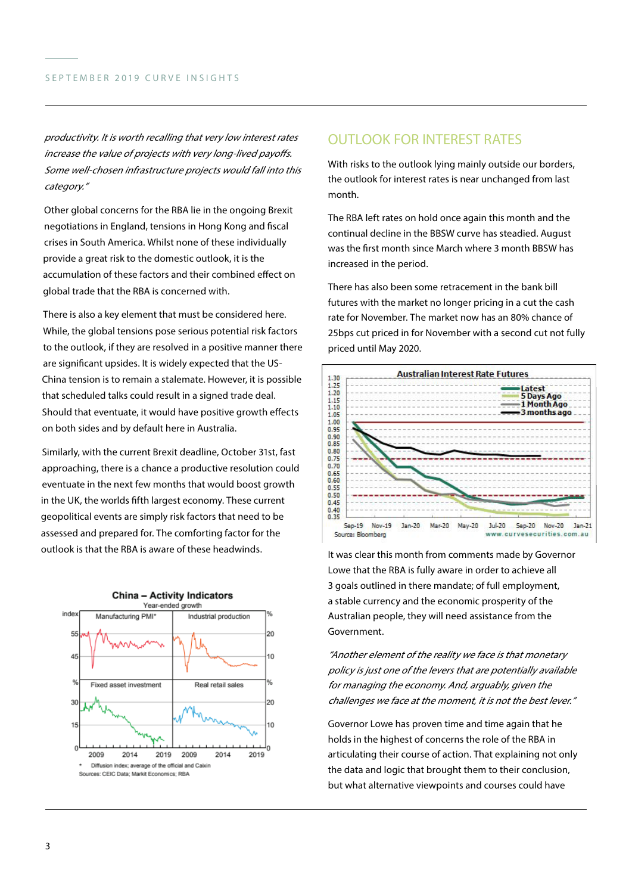*productivity. It is worth recalling that very low interest rates increase the value of projects with very long-lived payoffs. Some well-chosen infrastructure projects would fall into this category."*

Other global concerns for the RBA lie in the ongoing Brexit negotiations in England, tensions in Hong Kong and fiscal crises in South America. Whilst none of these individually provide a great risk to the domestic outlook, it is the accumulation of these factors and their combined effect on global trade that the RBA is concerned with.

There is also a key element that must be considered here. While, the global tensions pose serious potential risk factors to the outlook, if they are resolved in a positive manner there are significant upsides. It is widely expected that the US-China tension is to remain a stalemate. However, it is possible that scheduled talks could result in a signed trade deal. Should that eventuate, it would have positive growth effects on both sides and by default here in Australia.

Similarly, with the current Brexit deadline, October 31st, fast approaching, there is a chance a productive resolution could eventuate in the next few months that would boost growth in the UK, the worlds fifth largest economy. These current geopolitical events are simply risk factors that need to be assessed and prepared for. The comforting factor for the outlook is that the RBA is aware of these headwinds.

**China – Activity Indicators**
Year-ended growth

Manufacturing PMI* | Industrial production | Fixed asset investment | Real retail sales

\* Diffusion index; average of the official and Caixin
Sources: CEIC Data; Markit Economics; RBA

## OUTLOOK FOR INTEREST RATES

With risks to the outlook lying mainly outside our borders, the outlook for interest rates is near unchanged from last month.

The RBA left rates on hold once again this month and the continual decline in the BBSW curve has steadied. August was the first month since March where 3 month BBSW has increased in the period.

There has also been some retracement in the bank bill futures with the market no longer pricing in a cut the cash rate for November. The market now has an 80% chance of 25bps cut priced in for November with a second cut not fully priced until May 2020.

**Australian Interest Rate Futures**

Latest | 5 Days Ago | 1 Month Ago | 3 months ago

Source: Bloomberg
www.curvesecurities.com.au

It was clear this month from comments made by Governor Lowe that the RBA is fully aware in order to achieve all 3 goals outlined in there mandate; of full employment, a stable currency and the economic prosperity of the Australian people, they will need assistance from the Government.

*"Another element of the reality we face is that monetary policy is just one of the levers that are potentially available for managing the economy. And, arguably, given the challenges we face at the moment, it is not the best lever."*

Governor Lowe has proven time and time again that he holds in the highest of concerns the role of the RBA in articulating their course of action. That explaining not only the data and logic that brought them to their conclusion, but what alternative viewpoints and courses could have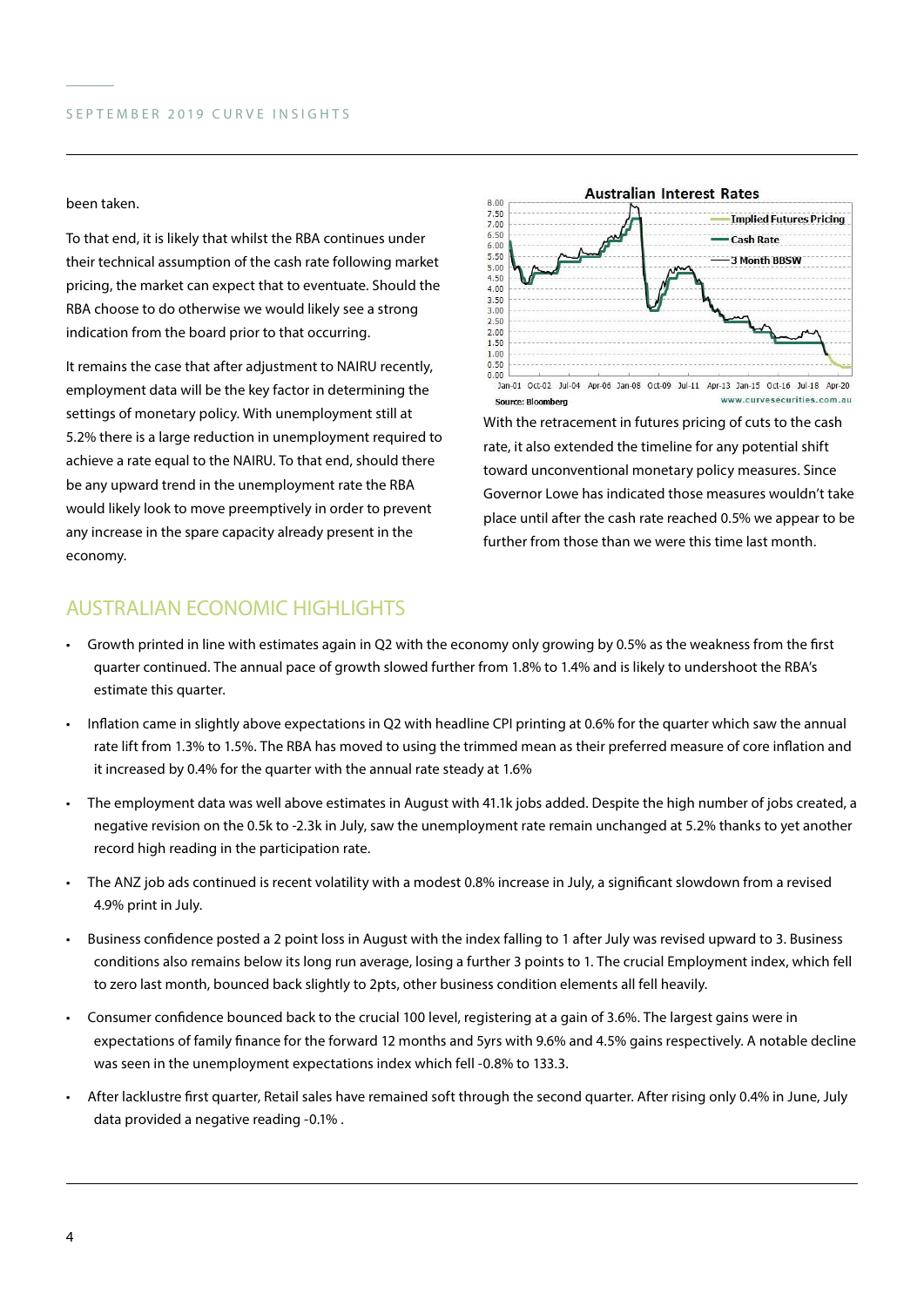been taken.

To that end, it is likely that whilst the RBA continues under their technical assumption of the cash rate following market pricing, the market can expect that to eventuate. Should the RBA choose to do otherwise we would likely see a strong indication from the board prior to that occurring.

It remains the case that after adjustment to NAIRU recently, employment data will be the key factor in determining the settings of monetary policy. With unemployment still at 5.2% there is a large reduction in unemployment required to achieve a rate equal to the NAIRU. To that end, should there be any upward trend in the unemployment rate the RBA would likely look to move preemptively in order to prevent any increase in the spare capacity already present in the economy.

With the retracement in futures pricing of cuts to the cash rate, it also extended the timeline for any potential shift toward unconventional monetary policy measures. Since Governor Lowe has indicated those measures wouldn't take place until after the cash rate reached 0.5% we appear to be further from those than we were this time last month.

## AUSTRALIAN ECONOMIC HIGHLIGHTS

- Growth printed in line with estimates again in Q2 with the economy only growing by 0.5% as the weakness from the first quarter continued. The annual pace of growth slowed further from 1.8% to 1.4% and is likely to undershoot the RBA's estimate this quarter.
- Inflation came in slightly above expectations in Q2 with headline CPI printing at 0.6% for the quarter which saw the annual rate lift from 1.3% to 1.5%. The RBA has moved to using the trimmed mean as their preferred measure of core inflation and it increased by 0.4% for the quarter with the annual rate steady at 1.6%
- The employment data was well above estimates in August with 41.1k jobs added. Despite the high number of jobs created, a negative revision on the 0.5k to -2.3k in July, saw the unemployment rate remain unchanged at 5.2% thanks to yet another record high reading in the participation rate.
- The ANZ job ads continued is recent volatility with a modest 0.8% increase in July, a significant slowdown from a revised 4.9% print in July.
- Business confidence posted a 2 point loss in August with the index falling to 1 after July was revised upward to 3. Business conditions also remains below its long run average, losing a further 3 points to 1. The crucial Employment index, which fell to zero last month, bounced back slightly to 2pts, other business condition elements all fell heavily.
- Consumer confidence bounced back to the crucial 100 level, registering at a gain of 3.6%. The largest gains were in expectations of family finance for the forward 12 months and 5yrs with 9.6% and 4.5% gains respectively. A notable decline was seen in the unemployment expectations index which fell -0.8% to 133.3.
- After lacklustre first quarter, Retail sales have remained soft through the second quarter. After rising only 0.4% in June, July data provided a negative reading -0.1% .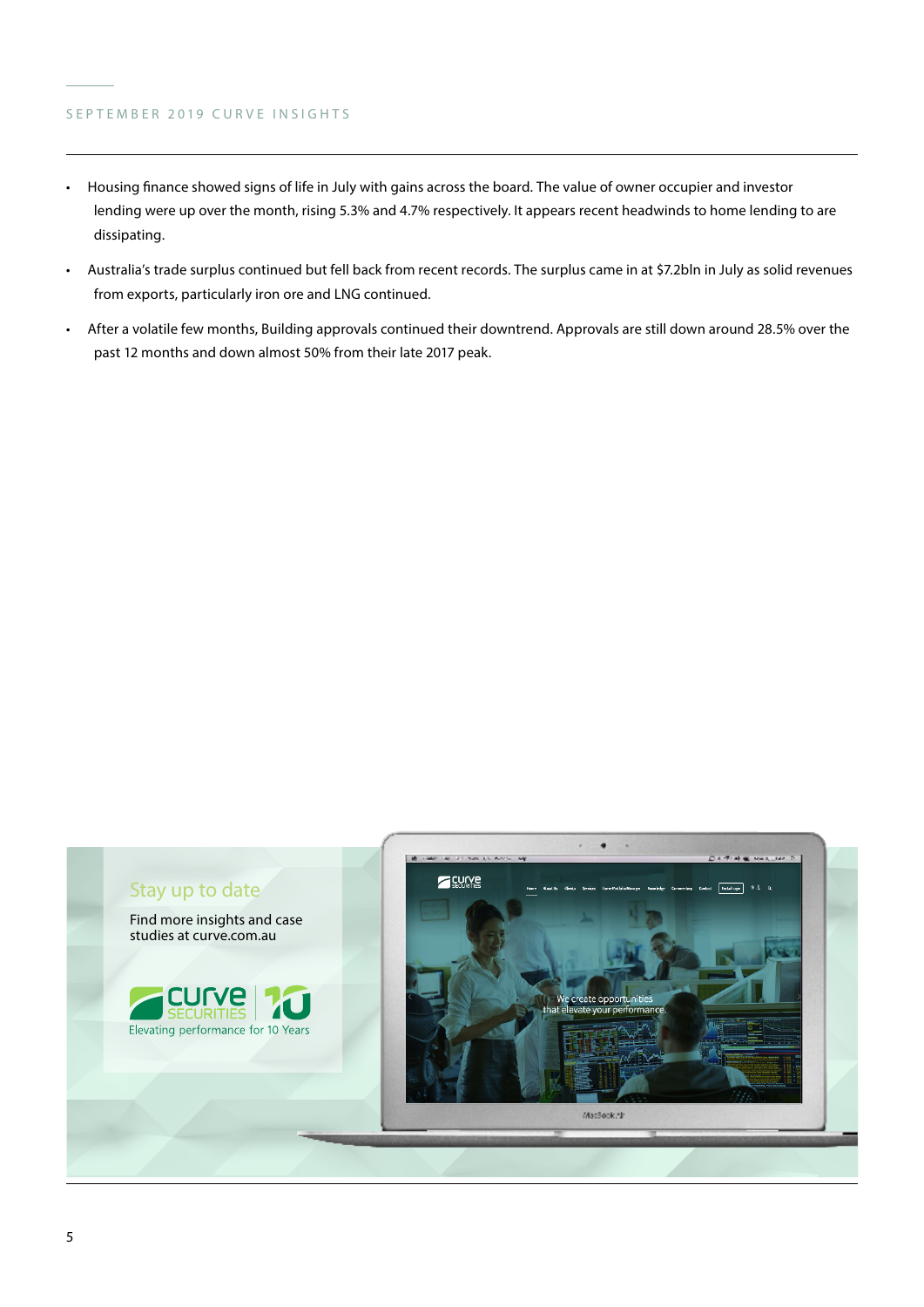- Housing finance showed signs of life in July with gains across the board. The value of owner occupier and investor lending were up over the month, rising 5.3% and 4.7% respectively. It appears recent headwinds to home lending to are dissipating.
- Australia's trade surplus continued but fell back from recent records. The surplus came in at $7.2bln in July as solid revenues from exports, particularly iron ore and LNG continued.
- After a volatile few months, Building approvals continued their downtrend. Approvals are still down around 28.5% over the past 12 months and down almost 50% from their late 2017 peak.

Stay up to date

Find more insights and case studies at curve.com.au

Curve Securities 10

Elevating performance for 10 Years